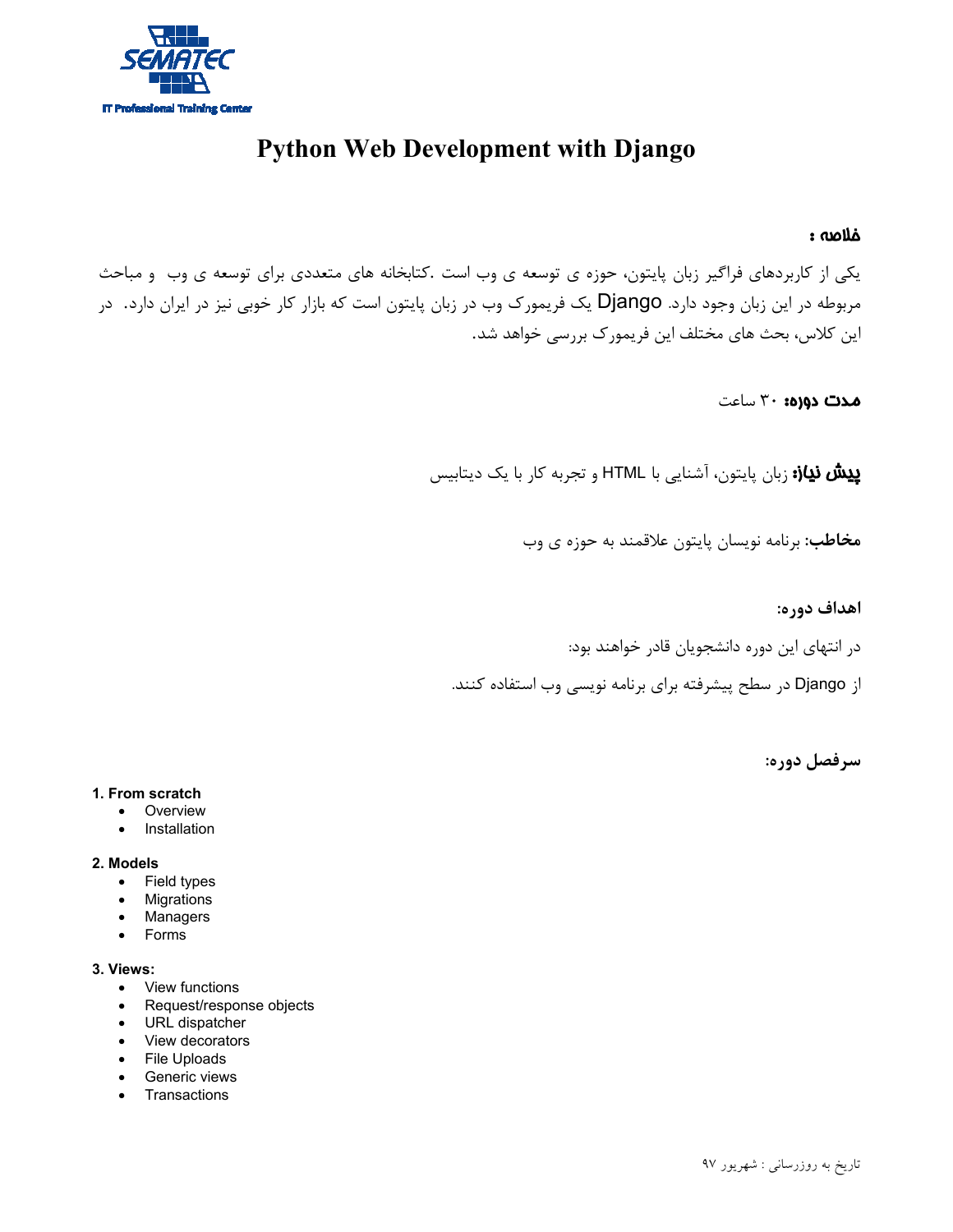SEMATEC

IT Professional Training Center

# Python Web Development with Django

**خلاصه :**

یکی از کاربردهای فراگیر زبان پایتون، حوزه ی توسعه ی وب است .کتابخانه های متعددی برای توسعه ی وب و مباحث مربوطه در این زبان وجود دارد. Django یک فریمورک وب در زبان پایتون است که بازار کار خوبی نیز در ایران دارد. در این کلاس، بحث های مختلف این فریمورک بررسی خواهد شد.

**مدت دوره:** ۳۰ ساعت

**پیش نیاز:** زبان پایتون، آشنایی با HTML و تجربه کار با یک دیتابیس

**مخاطب:** برنامه نویسان پایتون علاقمند به حوزه ی وب

**اهداف دوره:**

در انتهای این دوره دانشجویان قادر خواهند بود:

از Django در سطح پیشرفته برای برنامه نویسی وب استفاده کنند.

**سرفصل دوره:**

**1. From scratch**
- Overview
- Installation

**2. Models**
- Field types
- Migrations
- Managers
- Forms

**3. Views:**
- View functions
- Request/response objects
- URL dispatcher
- View decorators
- File Uploads
- Generic views
- Transactions

تاریخ به روزرسانی : شهریور ۹۷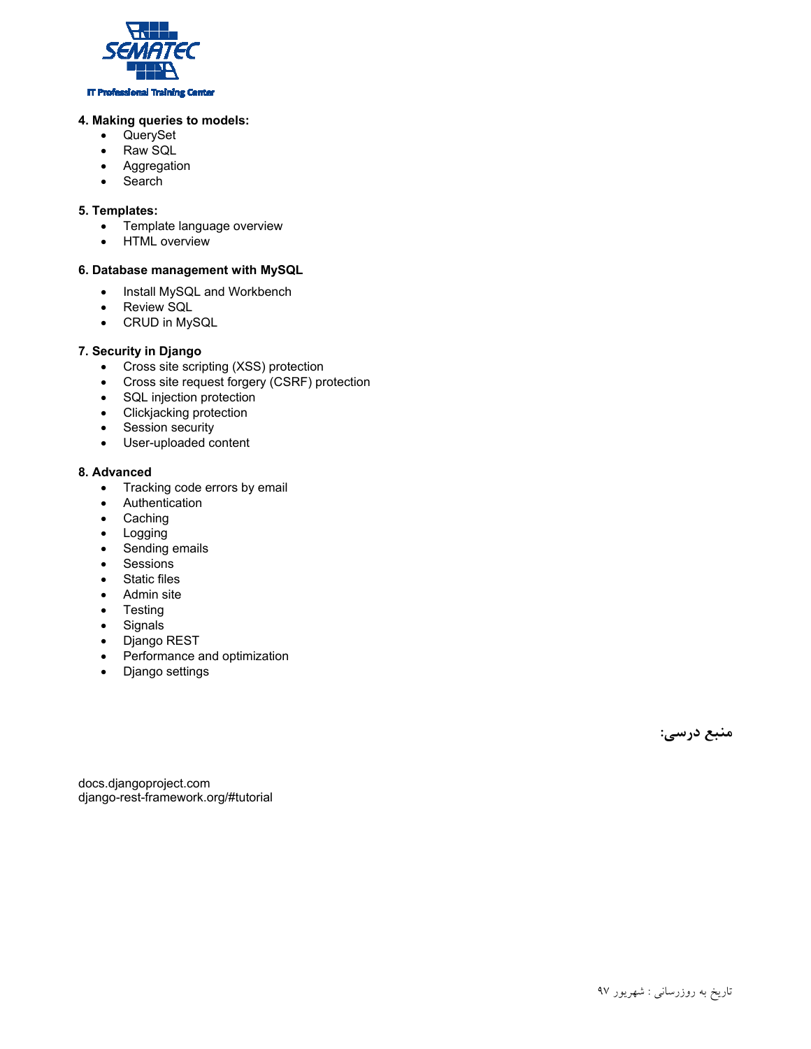**4. Making queries to models:**

- QuerySet
- Raw SQL
- Aggregation
- Search

**5. Templates:**

- Template language overview
- HTML overview

**6. Database management with MySQL**

- Install MySQL and Workbench
- Review SQL
- CRUD in MySQL

**7. Security in Django**

- Cross site scripting (XSS) protection
- Cross site request forgery (CSRF) protection
- SQL injection protection
- Clickjacking protection
- Session security
- User-uploaded content

**8. Advanced**

- Tracking code errors by email
- Authentication
- Caching
- Logging
- Sending emails
- Sessions
- Static files
- Admin site
- Testing
- Signals
- Django REST
- Performance and optimization
- Django settings

**منبع درسی:**

docs.djangoproject.com
django-rest-framework.org/#tutorial

تاریخ به روزرسانی : شهریور ۹۷